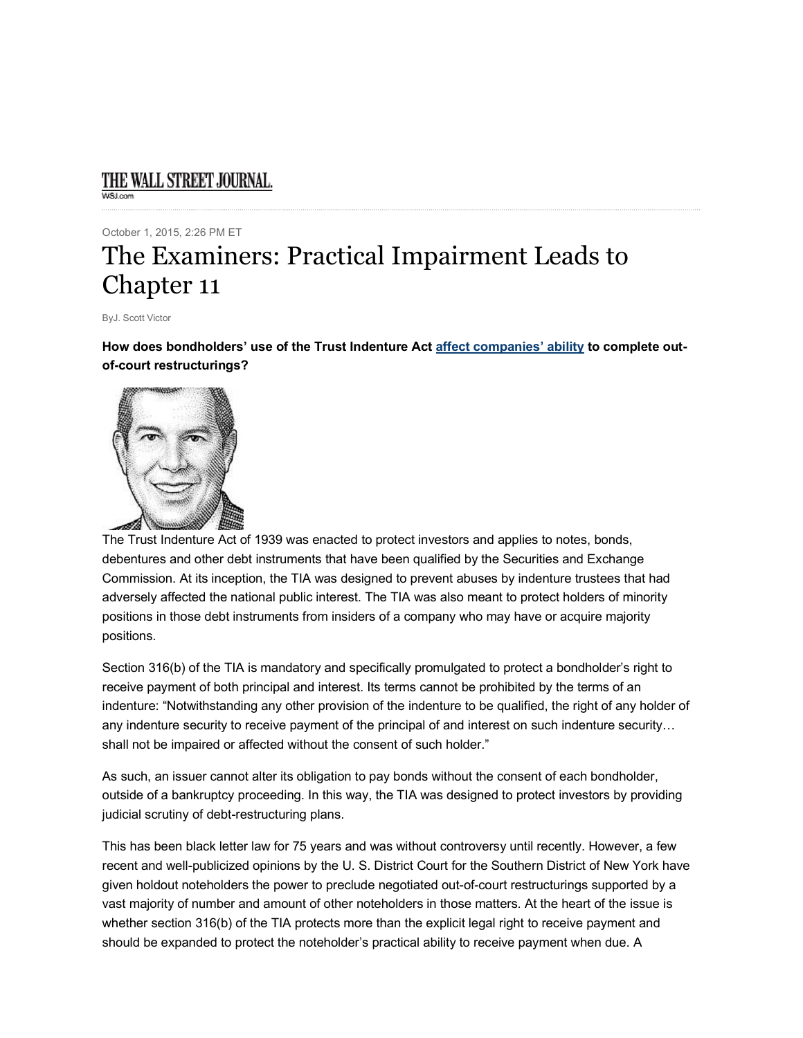THE WALL STREET JOURNAL.
WSJ.com

October 1, 2015, 2:26 PM ET

# The Examiners: Practical Impairment Leads to Chapter 11

ByJ. Scott Victor

**How does bondholders' use of the Trust Indenture Act affect companies' ability to complete out-of-court restructurings?**

The Trust Indenture Act of 1939 was enacted to protect investors and applies to notes, bonds, debentures and other debt instruments that have been qualified by the Securities and Exchange Commission. At its inception, the TIA was designed to prevent abuses by indenture trustees that had adversely affected the national public interest. The TIA was also meant to protect holders of minority positions in those debt instruments from insiders of a company who may have or acquire majority positions.

Section 316(b) of the TIA is mandatory and specifically promulgated to protect a bondholder's right to receive payment of both principal and interest. Its terms cannot be prohibited by the terms of an indenture: "Notwithstanding any other provision of the indenture to be qualified, the right of any holder of any indenture security to receive payment of the principal of and interest on such indenture security… shall not be impaired or affected without the consent of such holder."

As such, an issuer cannot alter its obligation to pay bonds without the consent of each bondholder, outside of a bankruptcy proceeding. In this way, the TIA was designed to protect investors by providing judicial scrutiny of debt-restructuring plans.

This has been black letter law for 75 years and was without controversy until recently. However, a few recent and well-publicized opinions by the U. S. District Court for the Southern District of New York have given holdout noteholders the power to preclude negotiated out-of-court restructurings supported by a vast majority of number and amount of other noteholders in those matters. At the heart of the issue is whether section 316(b) of the TIA protects more than the explicit legal right to receive payment and should be expanded to protect the noteholder's practical ability to receive payment when due. A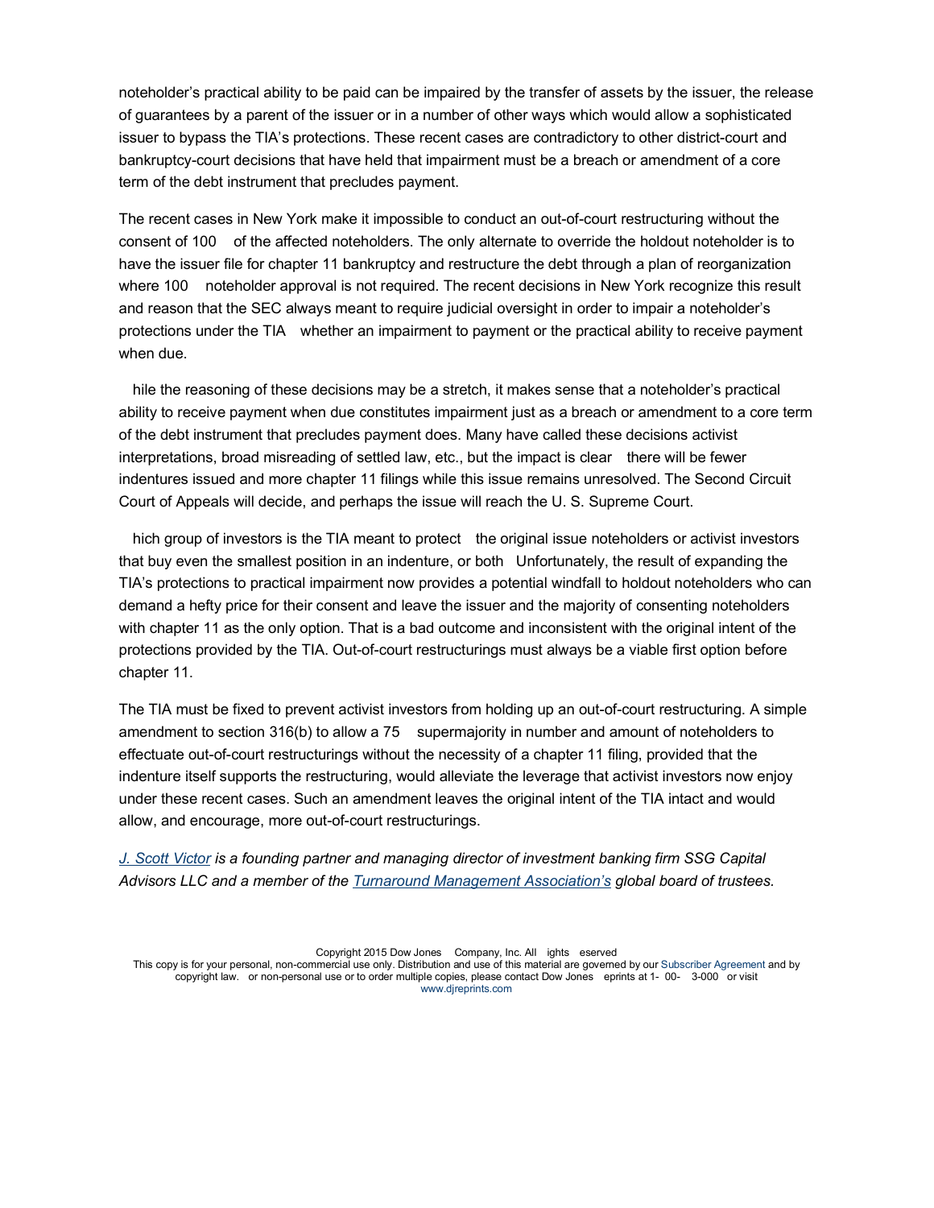noteholder's practical ability to be paid can be impaired by the transfer of assets by the issuer, the release of guarantees by a parent of the issuer or in a number of other ways which would allow a sophisticated issuer to bypass the TIA's protections. These recent cases are contradictory to other district-court and bankruptcy-court decisions that have held that impairment must be a breach or amendment of a core term of the debt instrument that precludes payment.

The recent cases in New York make it impossible to conduct an out-of-court restructuring without the consent of 100 of the affected noteholders. The only alternate to override the holdout noteholder is to have the issuer file for chapter 11 bankruptcy and restructure the debt through a plan of reorganization where 100 noteholder approval is not required. The recent decisions in New York recognize this result and reason that the SEC always meant to require judicial oversight in order to impair a noteholder's protections under the TIA whether an impairment to payment or the practical ability to receive payment when due.

hile the reasoning of these decisions may be a stretch, it makes sense that a noteholder's practical ability to receive payment when due constitutes impairment just as a breach or amendment to a core term of the debt instrument that precludes payment does. Many have called these decisions activist interpretations, broad misreading of settled law, etc., but the impact is clear there will be fewer indentures issued and more chapter 11 filings while this issue remains unresolved. The Second Circuit Court of Appeals will decide, and perhaps the issue will reach the U. S. Supreme Court.

hich group of investors is the TIA meant to protect the original issue noteholders or activist investors that buy even the smallest position in an indenture, or both Unfortunately, the result of expanding the TIA's protections to practical impairment now provides a potential windfall to holdout noteholders who can demand a hefty price for their consent and leave the issuer and the majority of consenting noteholders with chapter 11 as the only option. That is a bad outcome and inconsistent with the original intent of the protections provided by the TIA. Out-of-court restructurings must always be a viable first option before chapter 11.

The TIA must be fixed to prevent activist investors from holding up an out-of-court restructuring. A simple amendment to section 316(b) to allow a 75 supermajority in number and amount of noteholders to effectuate out-of-court restructurings without the necessity of a chapter 11 filing, provided that the indenture itself supports the restructuring, would alleviate the leverage that activist investors now enjoy under these recent cases. Such an amendment leaves the original intent of the TIA intact and would allow, and encourage, more out-of-court restructurings.

*J. Scott Victor is a founding partner and managing director of investment banking firm SSG Capital Advisors LLC and a member of the Turnaround Management Association's global board of trustees.*

Copyright 2015 Dow Jones Company, Inc. All ights eserved
This copy is for your personal, non-commercial use only. Distribution and use of this material are governed by our Subscriber Agreement and by copyright law. or non-personal use or to order multiple copies, please contact Dow Jones eprints at 1- 00- 3-000 or visit www.djreprints.com